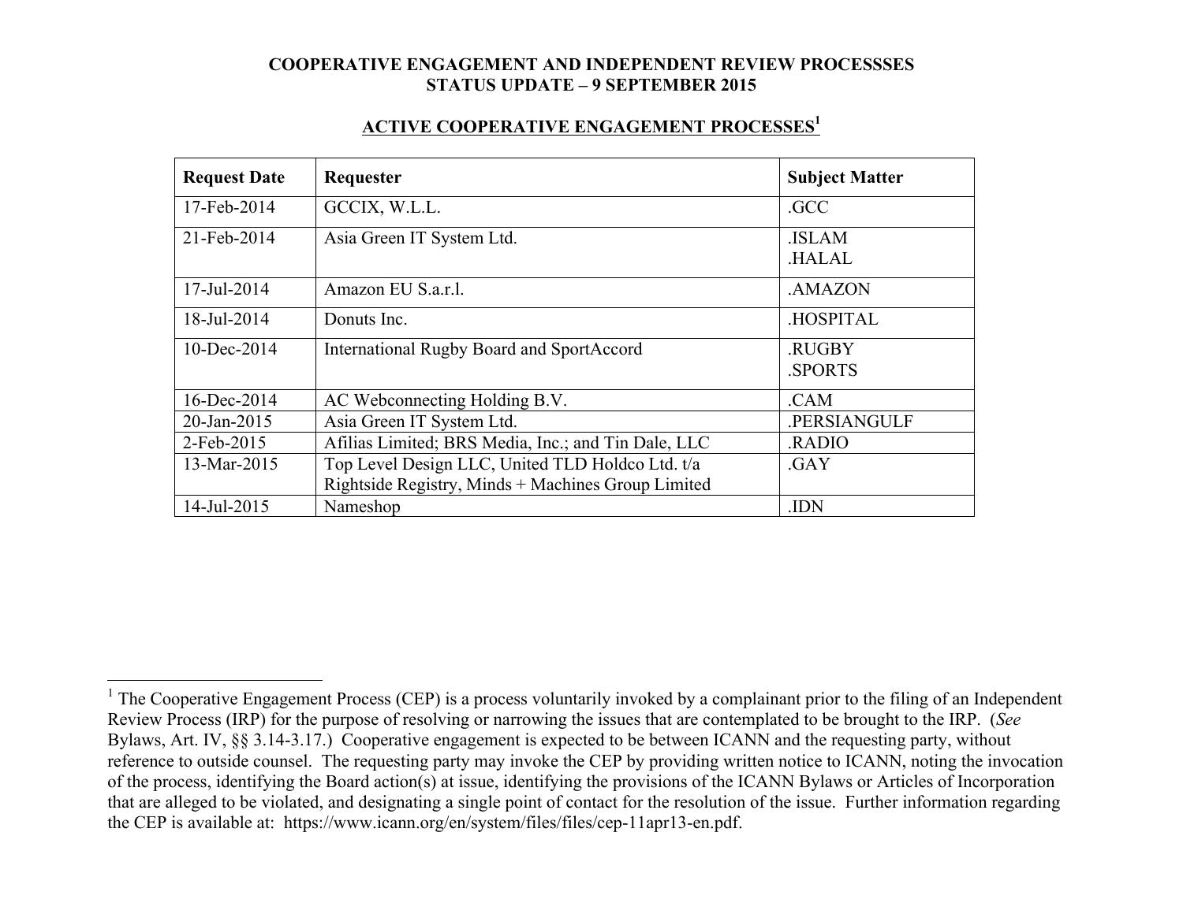**COOPERATIVE ENGAGEMENT AND INDEPENDENT REVIEW PROCESSSES**
**STATUS UPDATE – 9 SEPTEMBER 2015**

## ACTIVE COOPERATIVE ENGAGEMENT PROCESSES[1]

| Request Date | Requester | Subject Matter |
|---|---|---|
| 17-Feb-2014 | GCCIX, W.L.L. | .GCC |
| 21-Feb-2014 | Asia Green IT System Ltd. | .ISLAM<br>.HALAL |
| 17-Jul-2014 | Amazon EU S.a.r.l. | .AMAZON |
| 18-Jul-2014 | Donuts Inc. | .HOSPITAL |
| 10-Dec-2014 | International Rugby Board and SportAccord | .RUGBY<br>.SPORTS |
| 16-Dec-2014 | AC Webconnecting Holding B.V. | .CAM |
| 20-Jan-2015 | Asia Green IT System Ltd. | .PERSIANGULF |
| 2-Feb-2015 | Afilias Limited; BRS Media, Inc.; and Tin Dale, LLC | .RADIO |
| 13-Mar-2015 | Top Level Design LLC, United TLD Holdco Ltd. t/a Rightside Registry, Minds + Machines Group Limited | .GAY |
| 14-Jul-2015 | Nameshop | .IDN |

[1] The Cooperative Engagement Process (CEP) is a process voluntarily invoked by a complainant prior to the filing of an Independent Review Process (IRP) for the purpose of resolving or narrowing the issues that are contemplated to be brought to the IRP. (*See* Bylaws, Art. IV, §§ 3.14-3.17.) Cooperative engagement is expected to be between ICANN and the requesting party, without reference to outside counsel. The requesting party may invoke the CEP by providing written notice to ICANN, noting the invocation of the process, identifying the Board action(s) at issue, identifying the provisions of the ICANN Bylaws or Articles of Incorporation that are alleged to be violated, and designating a single point of contact for the resolution of the issue. Further information regarding the CEP is available at: https://www.icann.org/en/system/files/files/cep-11apr13-en.pdf.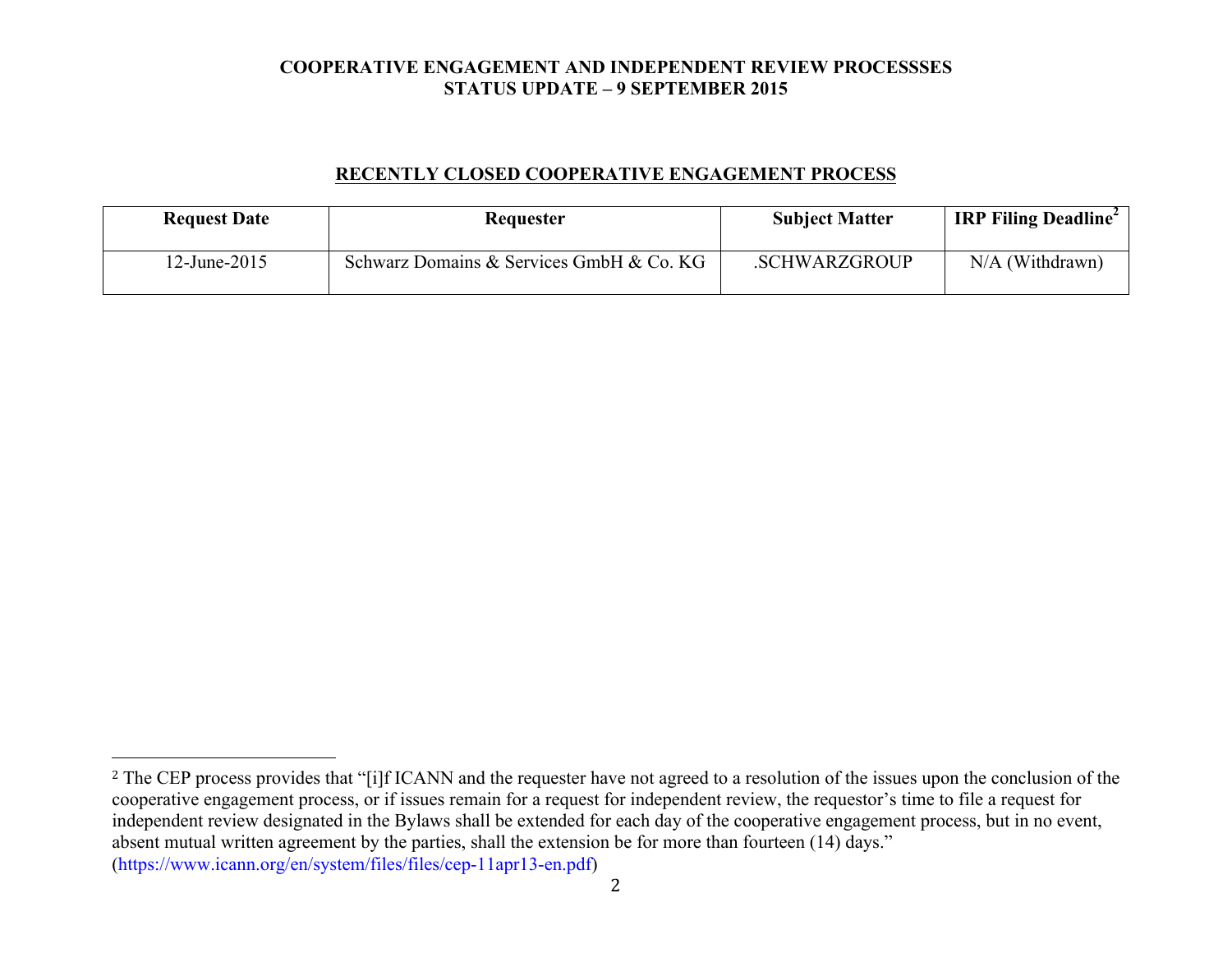**COOPERATIVE ENGAGEMENT AND INDEPENDENT REVIEW PROCESSSES**
**STATUS UPDATE – 9 SEPTEMBER 2015**

## RECENTLY CLOSED COOPERATIVE ENGAGEMENT PROCESS

| Request Date | Requester | Subject Matter | IRP Filing Deadline[2] |
| --- | --- | --- | --- |
| 12-June-2015 | Schwarz Domains & Services GmbH & Co. KG | .SCHWARZGROUP | N/A (Withdrawn) |

---

[2] The CEP process provides that "[i]f ICANN and the requester have not agreed to a resolution of the issues upon the conclusion of the cooperative engagement process, or if issues remain for a request for independent review, the requestor's time to file a request for independent review designated in the Bylaws shall be extended for each day of the cooperative engagement process, but in no event, absent mutual written agreement by the parties, shall the extension be for more than fourteen (14) days." (https://www.icann.org/en/system/files/files/cep-11apr13-en.pdf)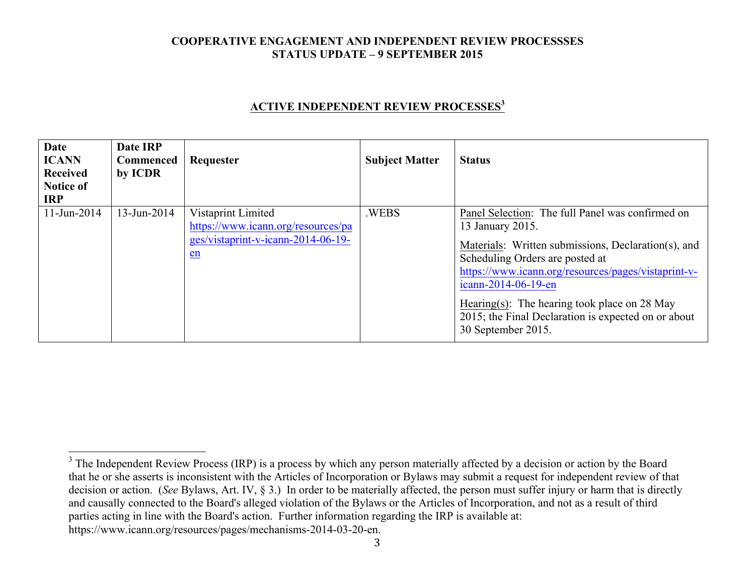**COOPERATIVE ENGAGEMENT AND INDEPENDENT REVIEW PROCESSSES**
**STATUS UPDATE – 9 SEPTEMBER 2015**

## ACTIVE INDEPENDENT REVIEW PROCESSES[3]

| Date ICANN Received Notice of IRP | Date IRP Commenced by ICDR | Requester | Subject Matter | Status |
|---|---|---|---|---|
| 11-Jun-2014 | 13-Jun-2014 | Vistaprint Limited https://www.icann.org/resources/pages/vistaprint-v-icann-2014-06-19-en | .WEBS | Panel Selection: The full Panel was confirmed on 13 January 2015. <br><br> Materials: Written submissions, Declaration(s), and Scheduling Orders are posted at https://www.icann.org/resources/pages/vistaprint-v-icann-2014-06-19-en <br><br> Hearing(s): The hearing took place on 28 May 2015; the Final Declaration is expected on or about 30 September 2015. |

[3] The Independent Review Process (IRP) is a process by which any person materially affected by a decision or action by the Board that he or she asserts is inconsistent with the Articles of Incorporation or Bylaws may submit a request for independent review of that decision or action. (*See* Bylaws, Art. IV, § 3.) In order to be materially affected, the person must suffer injury or harm that is directly and causally connected to the Board's alleged violation of the Bylaws or the Articles of Incorporation, and not as a result of third parties acting in line with the Board's action. Further information regarding the IRP is available at: https://www.icann.org/resources/pages/mechanisms-2014-03-20-en.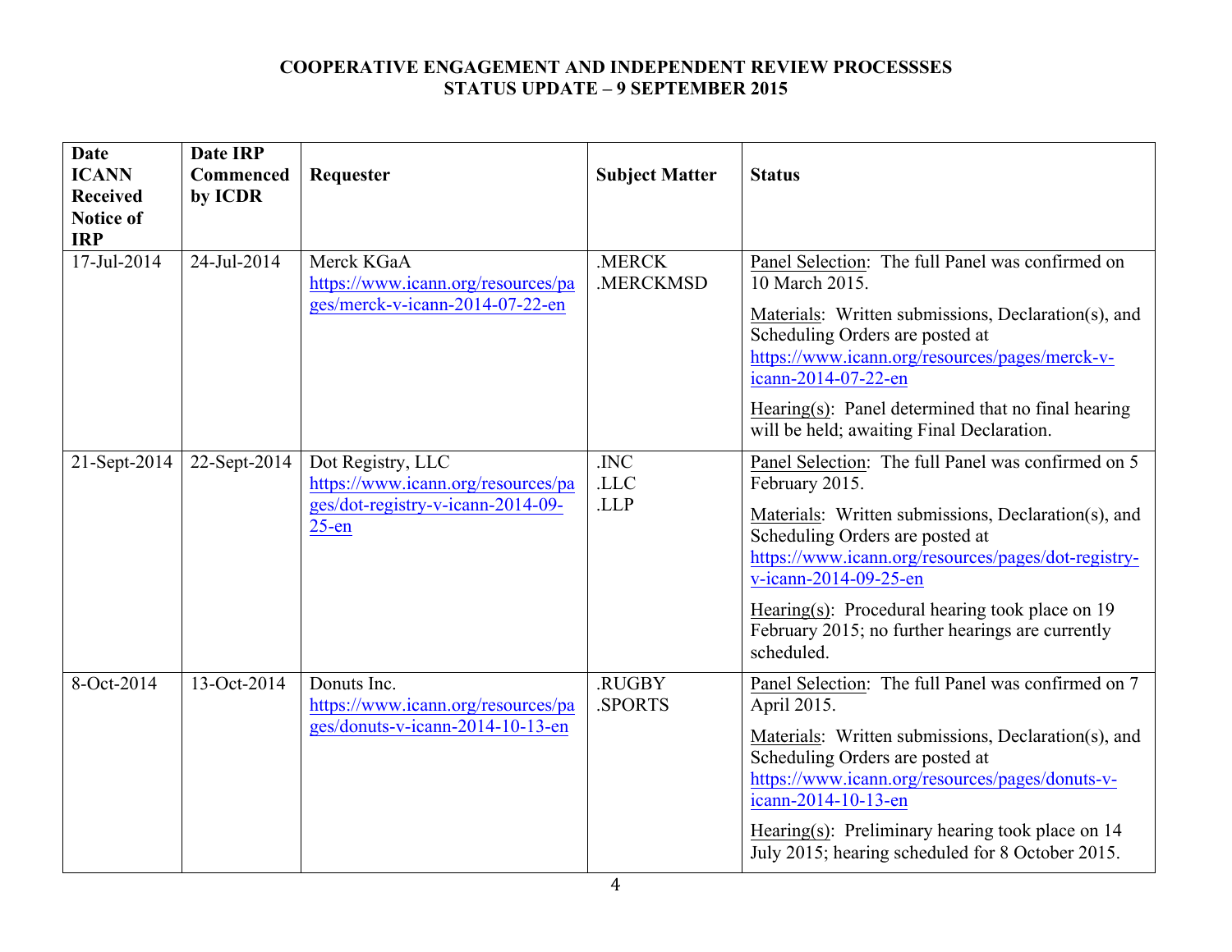**COOPERATIVE ENGAGEMENT AND INDEPENDENT REVIEW PROCESSSES**
**STATUS UPDATE – 9 SEPTEMBER 2015**

| Date ICANN Received Notice of IRP | Date IRP Commenced by ICDR | Requester | Subject Matter | Status |
|---|---|---|---|---|
| 17-Jul-2014 | 24-Jul-2014 | Merck KGaA https://www.icann.org/resources/pages/merck-v-icann-2014-07-22-en | .MERCK .MERCKMSD | Panel Selection: The full Panel was confirmed on 10 March 2015. Materials: Written submissions, Declaration(s), and Scheduling Orders are posted at https://www.icann.org/resources/pages/merck-v-icann-2014-07-22-en Hearing(s): Panel determined that no final hearing will be held; awaiting Final Declaration. |
| 21-Sept-2014 | 22-Sept-2014 | Dot Registry, LLC https://www.icann.org/resources/pages/dot-registry-v-icann-2014-09-25-en | .INC .LLC .LLP | Panel Selection: The full Panel was confirmed on 5 February 2015. Materials: Written submissions, Declaration(s), and Scheduling Orders are posted at https://www.icann.org/resources/pages/dot-registry-v-icann-2014-09-25-en Hearing(s): Procedural hearing took place on 19 February 2015; no further hearings are currently scheduled. |
| 8-Oct-2014 | 13-Oct-2014 | Donuts Inc. https://www.icann.org/resources/pages/donuts-v-icann-2014-10-13-en | .RUGBY .SPORTS | Panel Selection: The full Panel was confirmed on 7 April 2015. Materials: Written submissions, Declaration(s), and Scheduling Orders are posted at https://www.icann.org/resources/pages/donuts-v-icann-2014-10-13-en Hearing(s): Preliminary hearing took place on 14 July 2015; hearing scheduled for 8 October 2015. |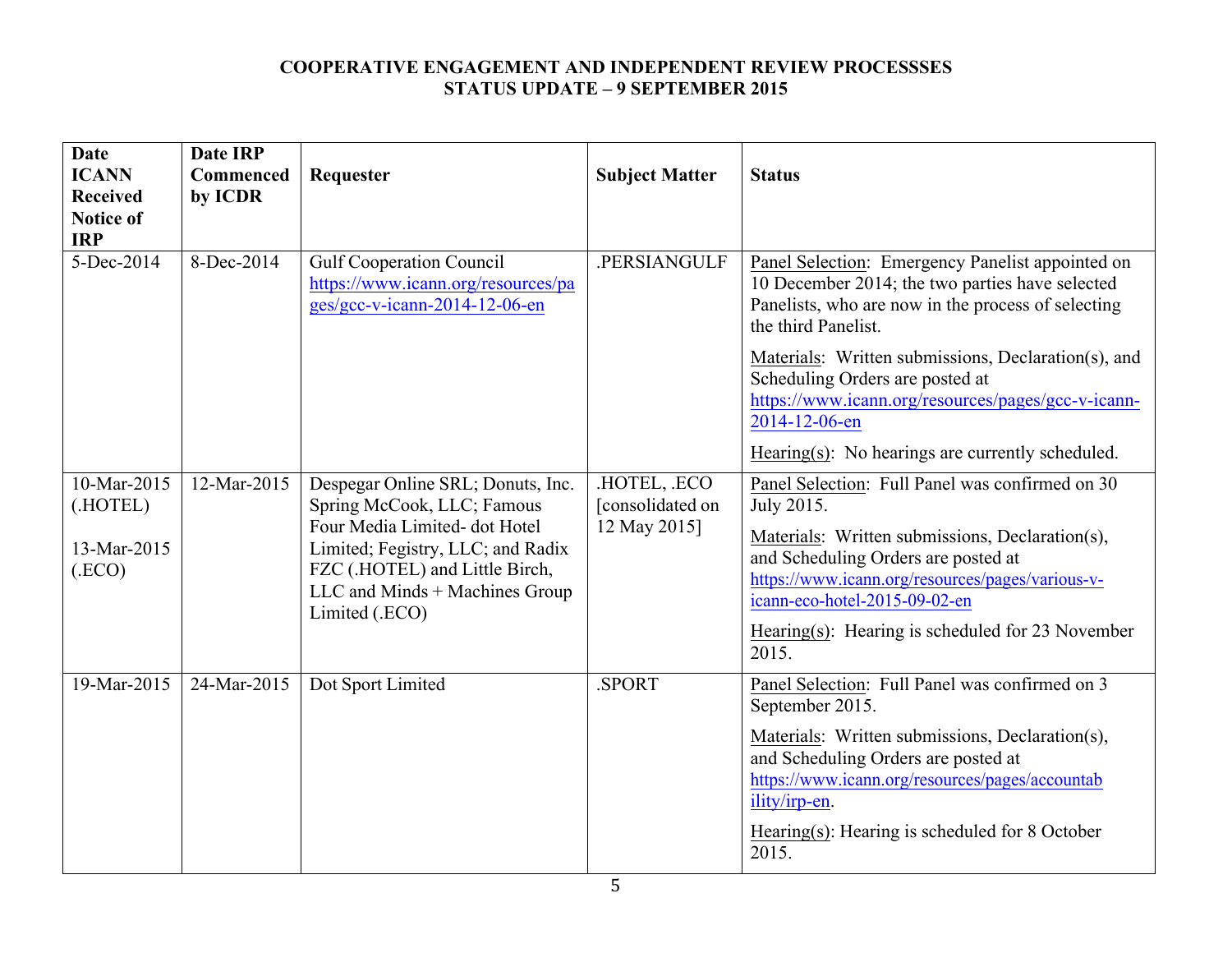# COOPERATIVE ENGAGEMENT AND INDEPENDENT REVIEW PROCESSSES
## STATUS UPDATE – 9 SEPTEMBER 2015

| Date ICANN Received Notice of IRP | Date IRP Commenced by ICDR | Requester | Subject Matter | Status |
|---|---|---|---|---|
| 5-Dec-2014 | 8-Dec-2014 | Gulf Cooperation Council https://www.icann.org/resources/pages/gcc-v-icann-2014-12-06-en | .PERSIANGULF | Panel Selection: Emergency Panelist appointed on 10 December 2014; the two parties have selected Panelists, who are now in the process of selecting the third Panelist.<br><br>Materials: Written submissions, Declaration(s), and Scheduling Orders are posted at https://www.icann.org/resources/pages/gcc-v-icann-2014-12-06-en<br><br>Hearing(s): No hearings are currently scheduled. |
| 10-Mar-2015 (.HOTEL)<br><br>13-Mar-2015 (.ECO) | 12-Mar-2015 | Despegar Online SRL; Donuts, Inc. Spring McCook, LLC; Famous Four Media Limited- dot Hotel Limited; Fegistry, LLC; and Radix FZC (.HOTEL) and Little Birch, LLC and Minds + Machines Group Limited (.ECO) | .HOTEL, .ECO [consolidated on 12 May 2015] | Panel Selection: Full Panel was confirmed on 30 July 2015.<br><br>Materials: Written submissions, Declaration(s), and Scheduling Orders are posted at https://www.icann.org/resources/pages/various-v-icann-eco-hotel-2015-09-02-en<br><br>Hearing(s): Hearing is scheduled for 23 November 2015. |
| 19-Mar-2015 | 24-Mar-2015 | Dot Sport Limited | .SPORT | Panel Selection: Full Panel was confirmed on 3 September 2015.<br><br>Materials: Written submissions, Declaration(s), and Scheduling Orders are posted at https://www.icann.org/resources/pages/accountability/irp-en.<br><br>Hearing(s): Hearing is scheduled for 8 October 2015. |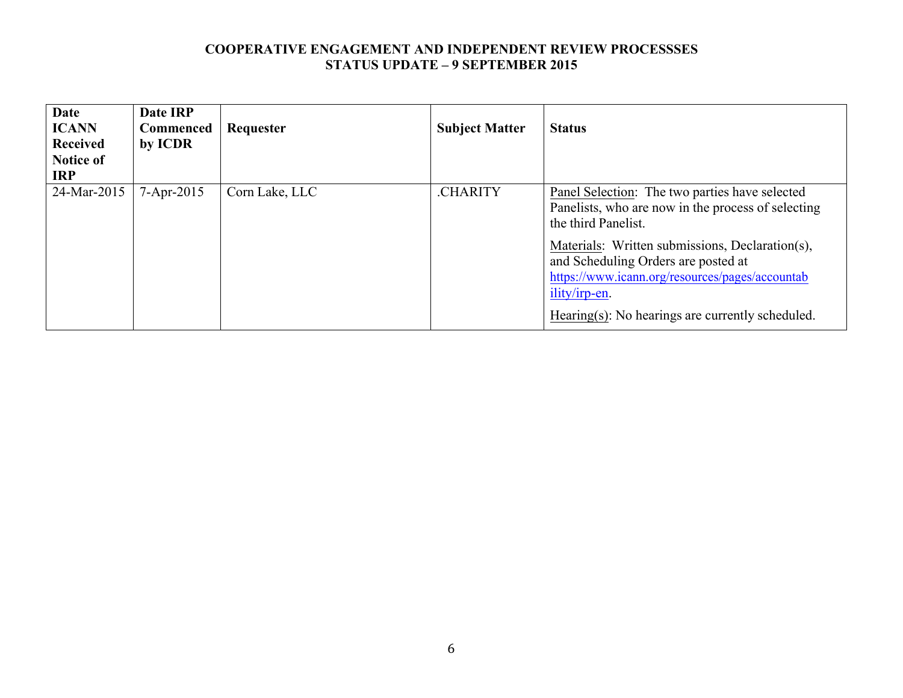**COOPERATIVE ENGAGEMENT AND INDEPENDENT REVIEW PROCESSSES**
**STATUS UPDATE – 9 SEPTEMBER 2015**

| Date ICANN Received Notice of IRP | Date IRP Commenced by ICDR | Requester | Subject Matter | Status |
|---|---|---|---|---|
| 24-Mar-2015 | 7-Apr-2015 | Corn Lake, LLC | .CHARITY | Panel Selection: The two parties have selected Panelists, who are now in the process of selecting the third Panelist.<br><br>Materials: Written submissions, Declaration(s), and Scheduling Orders are posted at https://www.icann.org/resources/pages/accountability/irp-en.<br><br>Hearing(s): No hearings are currently scheduled. |